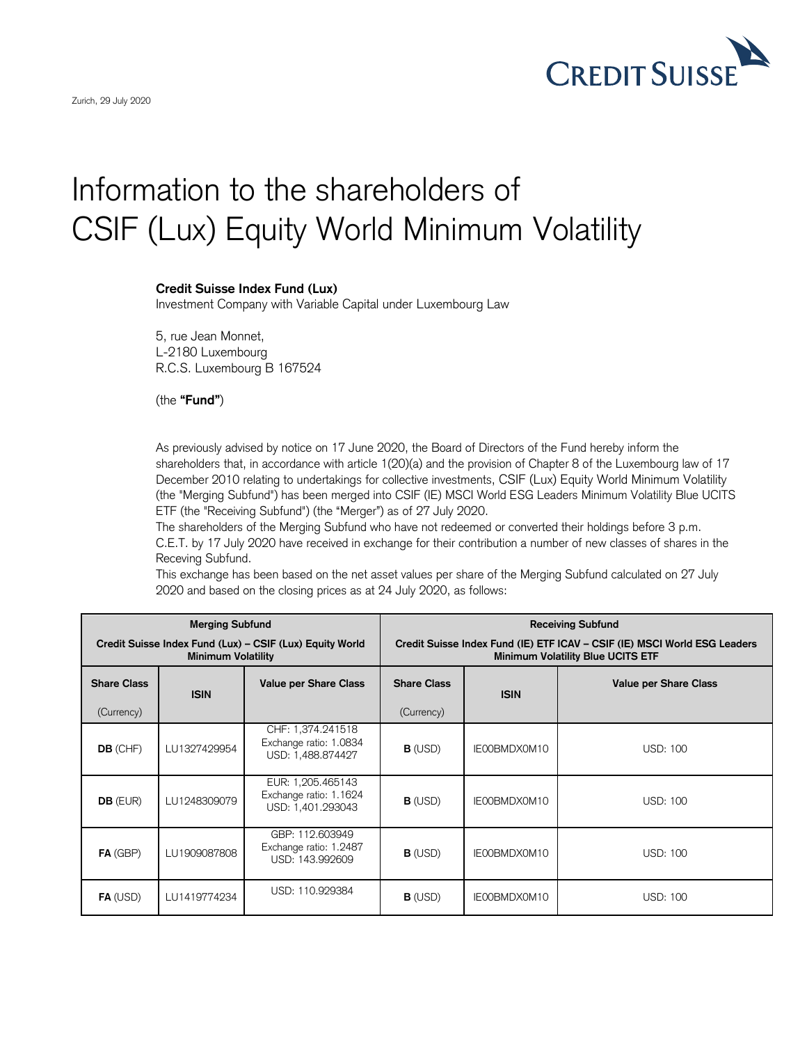Zurich, 29 July 2020

# Information to the shareholders of CSIF (Lux) Equity World Minimum Volatility

**Credit Suisse Index Fund (Lux)**
Investment Company with Variable Capital under Luxembourg Law

5, rue Jean Monnet,
L-2180 Luxembourg
R.C.S. Luxembourg B 167524

(the **"Fund"**)

As previously advised by notice on 17 June 2020, the Board of Directors of the Fund hereby inform the shareholders that, in accordance with article 1(20)(a) and the provision of Chapter 8 of the Luxembourg law of 17 December 2010 relating to undertakings for collective investments, CSIF (Lux) Equity World Minimum Volatility (the "Merging Subfund") has been merged into CSIF (IE) MSCI World ESG Leaders Minimum Volatility Blue UCITS ETF (the "Receiving Subfund") (the "Merger") as of 27 July 2020.

The shareholders of the Merging Subfund who have not redeemed or converted their holdings before 3 p.m. C.E.T. by 17 July 2020 have received in exchange for their contribution a number of new classes of shares in the Receving Subfund.

This exchange has been based on the net asset values per share of the Merging Subfund calculated on 27 July 2020 and based on the closing prices as at 24 July 2020, as follows:

| **Merging Subfund** Credit Suisse Index Fund (Lux) – CSIF (Lux) Equity World Minimum Volatility | | | **Receiving Subfund** Credit Suisse Index Fund (IE) ETF ICAV – CSIF (IE) MSCI World ESG Leaders Minimum Volatility Blue UCITS ETF | | |
|---|---|---|---|---|---|
| **Share Class** (Currency) | **ISIN** | **Value per Share Class** | **Share Class** (Currency) | **ISIN** | **Value per Share Class** |
| **DB** (CHF) | LU1327429954 | CHF: 1,374.241518 Exchange ratio: 1.0834 USD: 1,488.874427 | **B** (USD) | IE00BMDX0M10 | USD: 100 |
| **DB** (EUR) | LU1248309079 | EUR: 1,205.465143 Exchange ratio: 1.1624 USD: 1,401.293043 | **B** (USD) | IE00BMDX0M10 | USD: 100 |
| **FA** (GBP) | LU1909087808 | GBP: 112.603949 Exchange ratio: 1.2487 USD: 143.992609 | **B** (USD) | IE00BMDX0M10 | USD: 100 |
| **FA** (USD) | LU1419774234 | USD: 110.929384 | **B** (USD) | IE00BMDX0M10 | USD: 100 |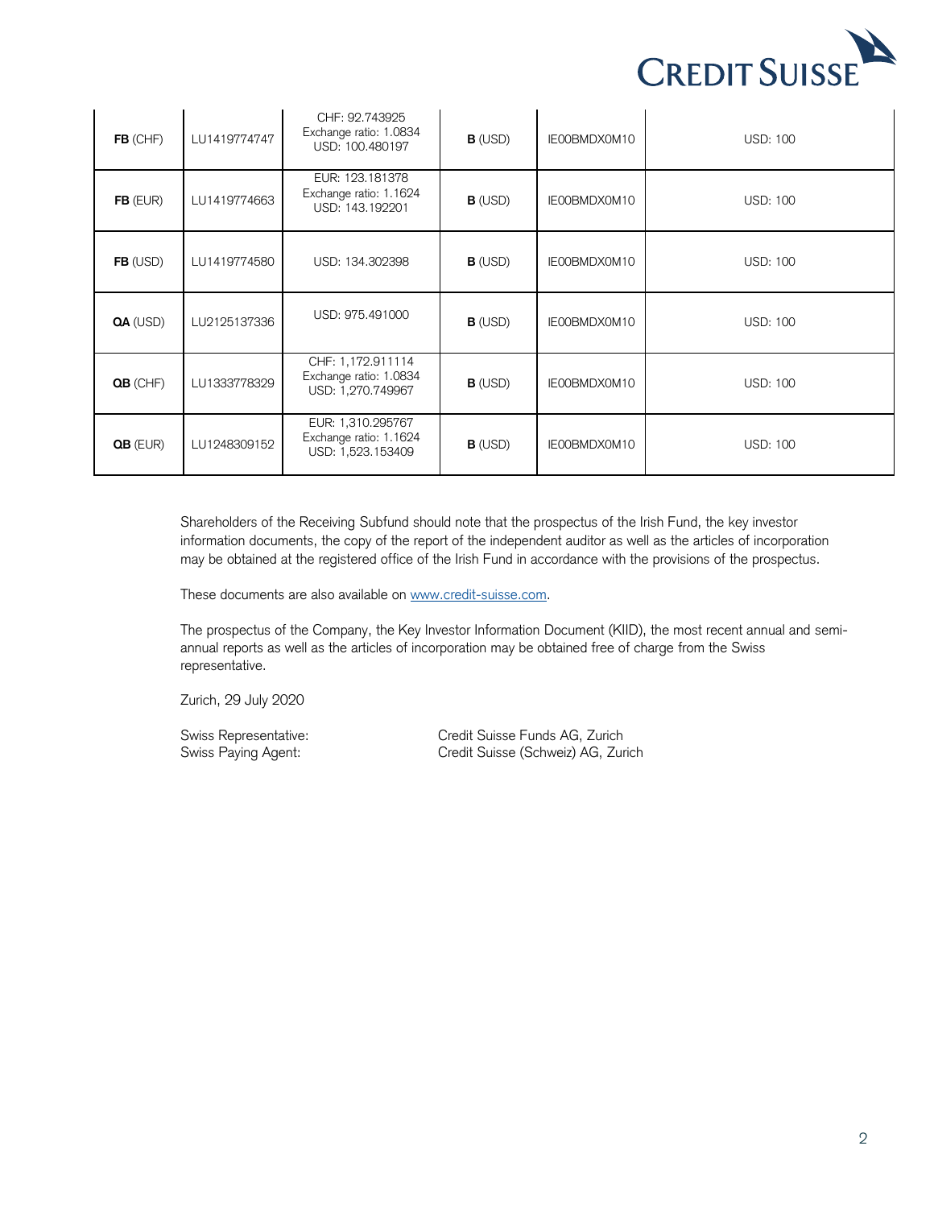| | | | | | |
|---|---|---|---|---|---|
| **FB** (CHF) | LU1419774747 | CHF: 92.743925<br>Exchange ratio: 1.0834<br>USD: 100.480197 | **B** (USD) | IE00BMDX0M10 | USD: 100 |
| **FB** (EUR) | LU1419774663 | EUR: 123.181378<br>Exchange ratio: 1.1624<br>USD: 143.192201 | **B** (USD) | IE00BMDX0M10 | USD: 100 |
| **FB** (USD) | LU1419774580 | USD: 134.302398 | **B** (USD) | IE00BMDX0M10 | USD: 100 |
| **QA** (USD) | LU2125137336 | USD: 975.491000 | **B** (USD) | IE00BMDX0M10 | USD: 100 |
| **QB** (CHF) | LU1333778329 | CHF: 1,172.911114<br>Exchange ratio: 1.0834<br>USD: 1,270.749967 | **B** (USD) | IE00BMDX0M10 | USD: 100 |
| **QB** (EUR) | LU1248309152 | EUR: 1,310.295767<br>Exchange ratio: 1.1624<br>USD: 1,523.153409 | **B** (USD) | IE00BMDX0M10 | USD: 100 |

Shareholders of the Receiving Subfund should note that the prospectus of the Irish Fund, the key investor information documents, the copy of the report of the independent auditor as well as the articles of incorporation may be obtained at the registered office of the Irish Fund in accordance with the provisions of the prospectus.

These documents are also available on www.credit-suisse.com.

The prospectus of the Company, the Key Investor Information Document (KIID), the most recent annual and semi-annual reports as well as the articles of incorporation may be obtained free of charge from the Swiss representative.

Zurich, 29 July 2020

Swiss Representative: Credit Suisse Funds AG, Zurich
Swiss Paying Agent: Credit Suisse (Schweiz) AG, Zurich